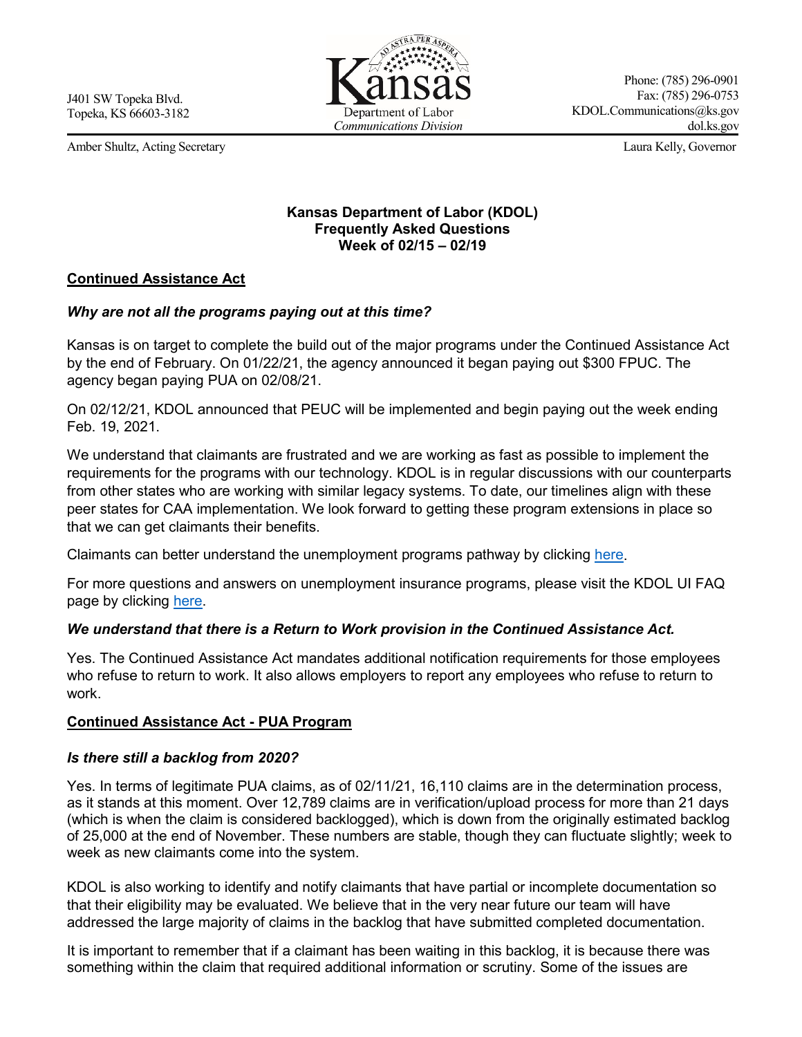J401 SW Topeka Blvd.
Topeka, KS 66603-3182

Kansas Department of Labor
*Communications Division*

Phone: (785) 296-0901
Fax: (785) 296-0753
KDOL.Communications@ks.gov
dol.ks.gov

Amber Shultz, Acting Secretary

Laura Kelly, Governor

**Kansas Department of Labor (KDOL)**
**Frequently Asked Questions**
**Week of 02/15 – 02/19**

## Continued Assistance Act

### *Why are not all the programs paying out at this time?*

Kansas is on target to complete the build out of the major programs under the Continued Assistance Act by the end of February. On 01/22/21, the agency announced it began paying out $300 FPUC. The agency began paying PUA on 02/08/21.

On 02/12/21, KDOL announced that PEUC will be implemented and begin paying out the week ending Feb. 19, 2021.

We understand that claimants are frustrated and we are working as fast as possible to implement the requirements for the programs with our technology. KDOL is in regular discussions with our counterparts from other states who are working with similar legacy systems. To date, our timelines align with these peer states for CAA implementation. We look forward to getting these program extensions in place so that we can get claimants their benefits.

Claimants can better understand the unemployment programs pathway by clicking here.

For more questions and answers on unemployment insurance programs, please visit the KDOL UI FAQ page by clicking here.

### *We understand that there is a Return to Work provision in the Continued Assistance Act.*

Yes. The Continued Assistance Act mandates additional notification requirements for those employees who refuse to return to work. It also allows employers to report any employees who refuse to return to work.

## Continued Assistance Act - PUA Program

### *Is there still a backlog from 2020?*

Yes. In terms of legitimate PUA claims, as of 02/11/21, 16,110 claims are in the determination process, as it stands at this moment. Over 12,789 claims are in verification/upload process for more than 21 days (which is when the claim is considered backlogged), which is down from the originally estimated backlog of 25,000 at the end of November. These numbers are stable, though they can fluctuate slightly; week to week as new claimants come into the system.

KDOL is also working to identify and notify claimants that have partial or incomplete documentation so that their eligibility may be evaluated. We believe that in the very near future our team will have addressed the large majority of claims in the backlog that have submitted completed documentation.

It is important to remember that if a claimant has been waiting in this backlog, it is because there was something within the claim that required additional information or scrutiny. Some of the issues are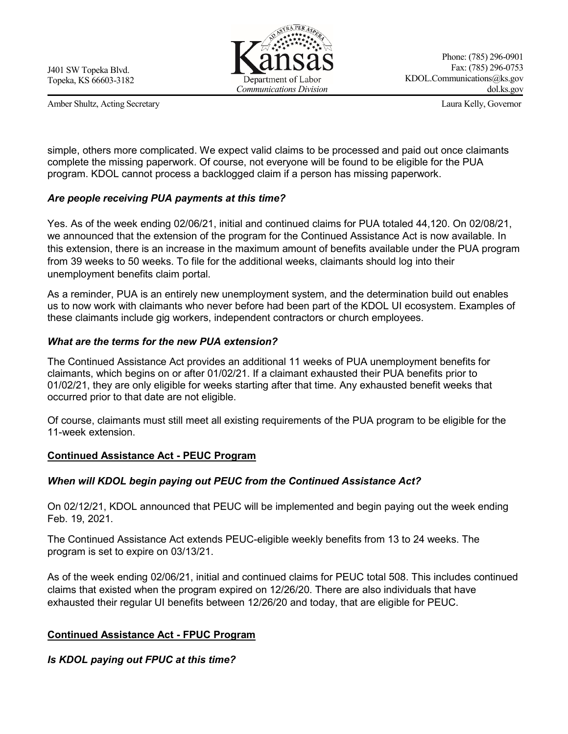simple, others more complicated. We expect valid claims to be processed and paid out once claimants complete the missing paperwork. Of course, not everyone will be found to be eligible for the PUA program. KDOL cannot process a backlogged claim if a person has missing paperwork.

***Are people receiving PUA payments at this time?***

Yes. As of the week ending 02/06/21, initial and continued claims for PUA totaled 44,120. On 02/08/21, we announced that the extension of the program for the Continued Assistance Act is now available. In this extension, there is an increase in the maximum amount of benefits available under the PUA program from 39 weeks to 50 weeks. To file for the additional weeks, claimants should log into their unemployment benefits claim portal.

As a reminder, PUA is an entirely new unemployment system, and the determination build out enables us to now work with claimants who never before had been part of the KDOL UI ecosystem. Examples of these claimants include gig workers, independent contractors or church employees.

***What are the terms for the new PUA extension?***

The Continued Assistance Act provides an additional 11 weeks of PUA unemployment benefits for claimants, which begins on or after 01/02/21. If a claimant exhausted their PUA benefits prior to 01/02/21, they are only eligible for weeks starting after that time. Any exhausted benefit weeks that occurred prior to that date are not eligible.

Of course, claimants must still meet all existing requirements of the PUA program to be eligible for the 11-week extension.

**Continued Assistance Act - PEUC Program**

***When will KDOL begin paying out PEUC from the Continued Assistance Act?***

On 02/12/21, KDOL announced that PEUC will be implemented and begin paying out the week ending Feb. 19, 2021.

The Continued Assistance Act extends PEUC-eligible weekly benefits from 13 to 24 weeks. The program is set to expire on 03/13/21.

As of the week ending 02/06/21, initial and continued claims for PEUC total 508. This includes continued claims that existed when the program expired on 12/26/20. There are also individuals that have exhausted their regular UI benefits between 12/26/20 and today, that are eligible for PEUC.

**Continued Assistance Act - FPUC Program**

***Is KDOL paying out FPUC at this time?***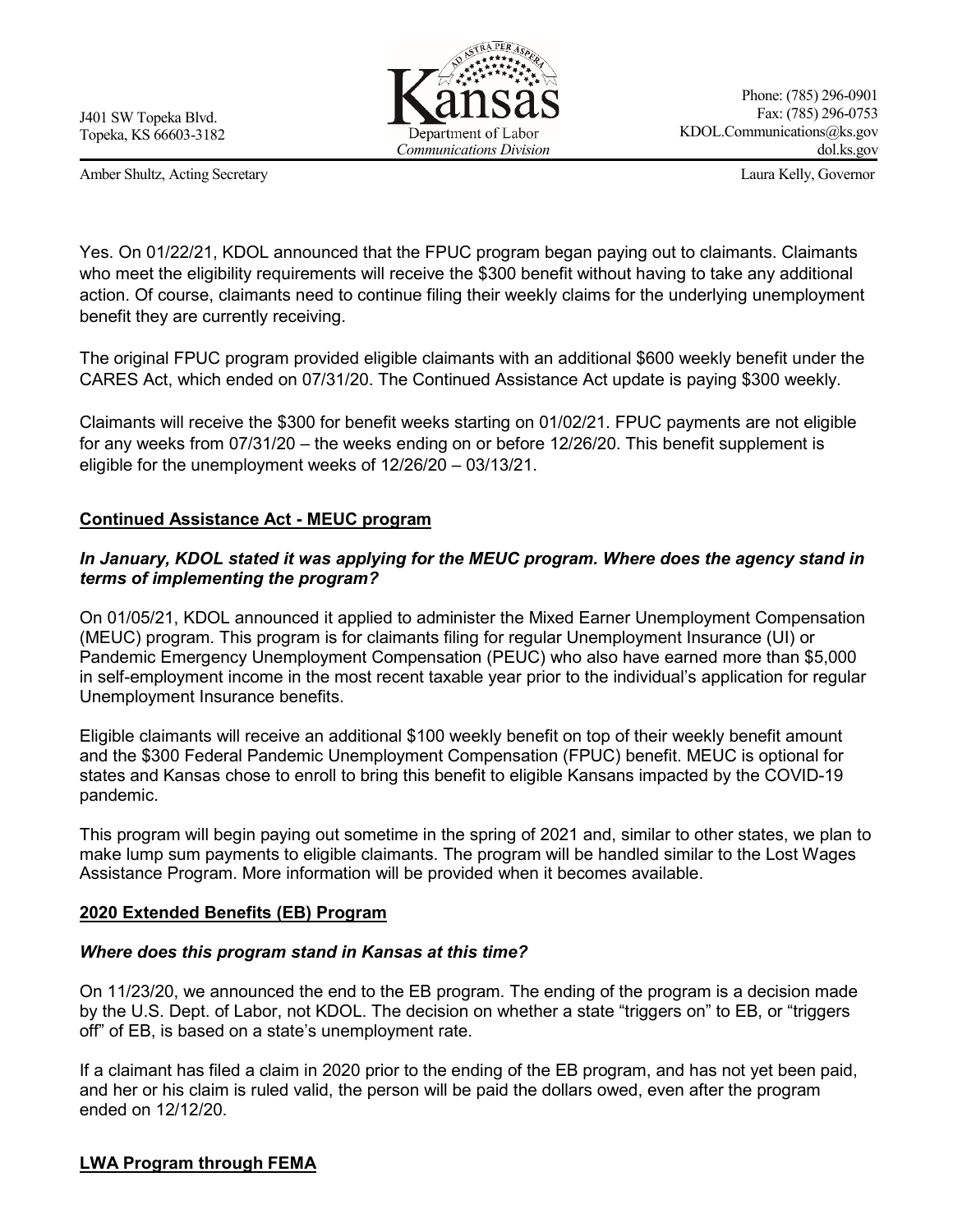Yes. On 01/22/21, KDOL announced that the FPUC program began paying out to claimants. Claimants who meet the eligibility requirements will receive the $300 benefit without having to take any additional action. Of course, claimants need to continue filing their weekly claims for the underlying unemployment benefit they are currently receiving.

The original FPUC program provided eligible claimants with an additional $600 weekly benefit under the CARES Act, which ended on 07/31/20. The Continued Assistance Act update is paying $300 weekly.

Claimants will receive the $300 for benefit weeks starting on 01/02/21. FPUC payments are not eligible for any weeks from 07/31/20 – the weeks ending on or before 12/26/20. This benefit supplement is eligible for the unemployment weeks of 12/26/20 – 03/13/21.

## Continued Assistance Act - MEUC program

***In January, KDOL stated it was applying for the MEUC program. Where does the agency stand in terms of implementing the program?***

On 01/05/21, KDOL announced it applied to administer the Mixed Earner Unemployment Compensation (MEUC) program. This program is for claimants filing for regular Unemployment Insurance (UI) or Pandemic Emergency Unemployment Compensation (PEUC) who also have earned more than $5,000 in self-employment income in the most recent taxable year prior to the individual's application for regular Unemployment Insurance benefits.

Eligible claimants will receive an additional $100 weekly benefit on top of their weekly benefit amount and the $300 Federal Pandemic Unemployment Compensation (FPUC) benefit. MEUC is optional for states and Kansas chose to enroll to bring this benefit to eligible Kansans impacted by the COVID-19 pandemic.

This program will begin paying out sometime in the spring of 2021 and, similar to other states, we plan to make lump sum payments to eligible claimants. The program will be handled similar to the Lost Wages Assistance Program. More information will be provided when it becomes available.

## 2020 Extended Benefits (EB) Program

***Where does this program stand in Kansas at this time?***

On 11/23/20, we announced the end to the EB program. The ending of the program is a decision made by the U.S. Dept. of Labor, not KDOL. The decision on whether a state "triggers on" to EB, or "triggers off" of EB, is based on a state's unemployment rate.

If a claimant has filed a claim in 2020 prior to the ending of the EB program, and has not yet been paid, and her or his claim is ruled valid, the person will be paid the dollars owed, even after the program ended on 12/12/20.

## LWA Program through FEMA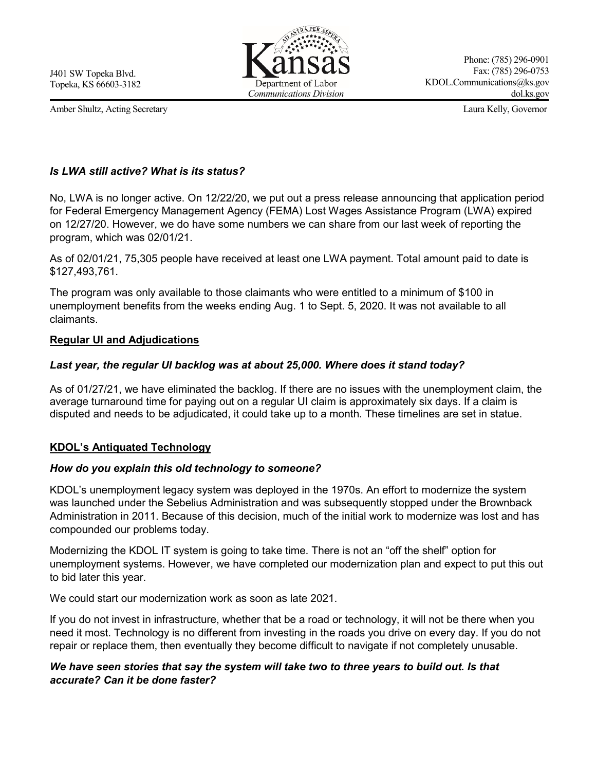J401 SW Topeka Blvd.
Topeka, KS 66603-3182

Kansas Department of Labor
*Communications Division*

Phone: (785) 296-0901
Fax: (785) 296-0753
KDOL.Communications@ks.gov
dol.ks.gov

Amber Shultz, Acting Secretary

Laura Kelly, Governor

***Is LWA still active? What is its status?***

No, LWA is no longer active. On 12/22/20, we put out a press release announcing that application period for Federal Emergency Management Agency (FEMA) Lost Wages Assistance Program (LWA) expired on 12/27/20. However, we do have some numbers we can share from our last week of reporting the program, which was 02/01/21.

As of 02/01/21, 75,305 people have received at least one LWA payment. Total amount paid to date is $127,493,761.

The program was only available to those claimants who were entitled to a minimum of $100 in unemployment benefits from the weeks ending Aug. 1 to Sept. 5, 2020. It was not available to all claimants.

## Regular UI and Adjudications

***Last year, the regular UI backlog was at about 25,000. Where does it stand today?***

As of 01/27/21, we have eliminated the backlog. If there are no issues with the unemployment claim, the average turnaround time for paying out on a regular UI claim is approximately six days. If a claim is disputed and needs to be adjudicated, it could take up to a month. These timelines are set in statue.

## KDOL's Antiquated Technology

***How do you explain this old technology to someone?***

KDOL's unemployment legacy system was deployed in the 1970s. An effort to modernize the system was launched under the Sebelius Administration and was subsequently stopped under the Brownback Administration in 2011. Because of this decision, much of the initial work to modernize was lost and has compounded our problems today.

Modernizing the KDOL IT system is going to take time. There is not an "off the shelf" option for unemployment systems. However, we have completed our modernization plan and expect to put this out to bid later this year.

We could start our modernization work as soon as late 2021.

If you do not invest in infrastructure, whether that be a road or technology, it will not be there when you need it most. Technology is no different from investing in the roads you drive on every day. If you do not repair or replace them, then eventually they become difficult to navigate if not completely unusable.

***We have seen stories that say the system will take two to three years to build out. Is that accurate? Can it be done faster?***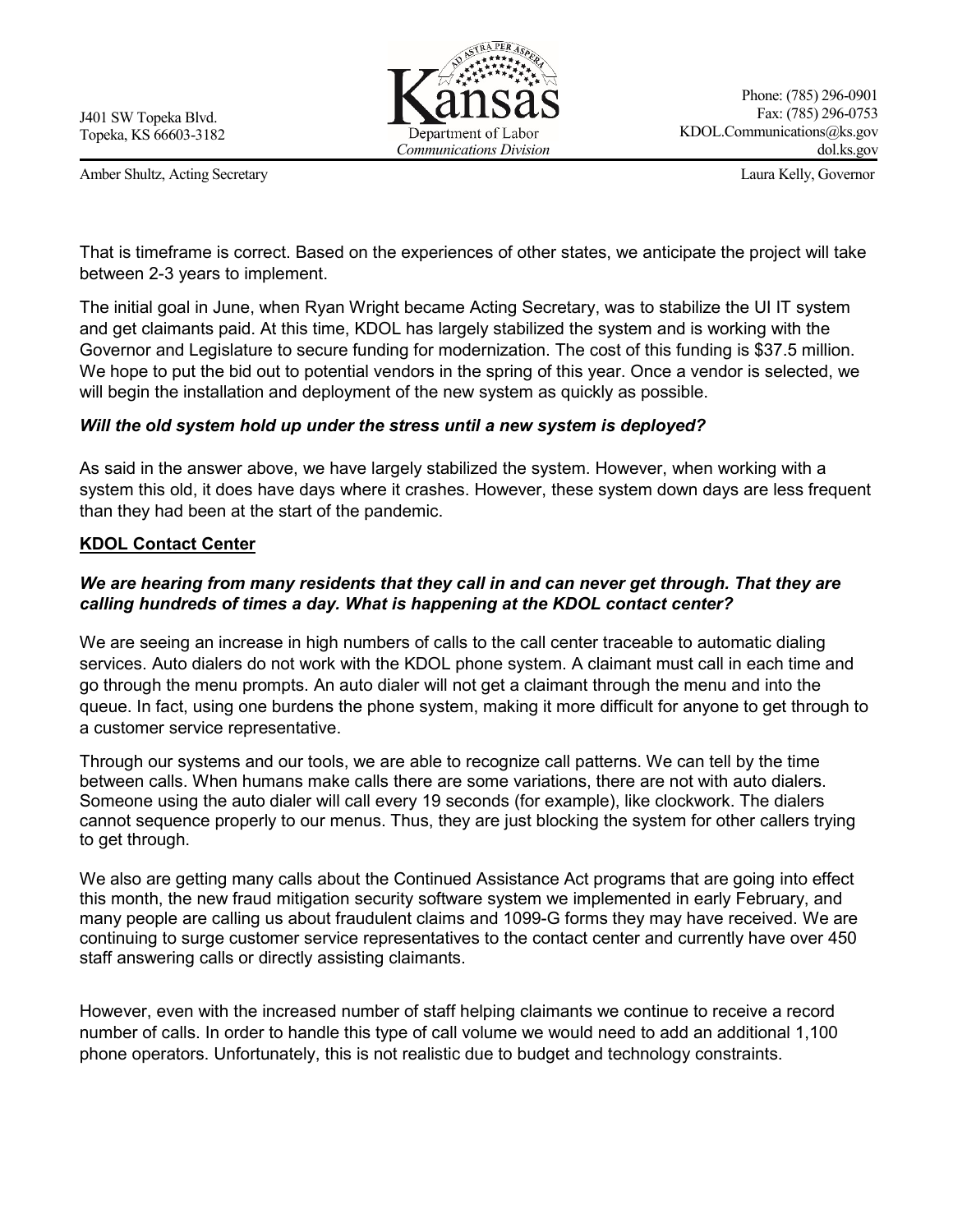J401 SW Topeka Blvd.
Topeka, KS 66603-3182

Kansas
Department of Labor
*Communications Division*

Phone: (785) 296-0901
Fax: (785) 296-0753
KDOL.Communications@ks.gov
dol.ks.gov

Amber Shultz, Acting Secretary

Laura Kelly, Governor

That is timeframe is correct. Based on the experiences of other states, we anticipate the project will take between 2-3 years to implement.

The initial goal in June, when Ryan Wright became Acting Secretary, was to stabilize the UI IT system and get claimants paid. At this time, KDOL has largely stabilized the system and is working with the Governor and Legislature to secure funding for modernization. The cost of this funding is $37.5 million. We hope to put the bid out to potential vendors in the spring of this year. Once a vendor is selected, we will begin the installation and deployment of the new system as quickly as possible.

***Will the old system hold up under the stress until a new system is deployed?***

As said in the answer above, we have largely stabilized the system. However, when working with a system this old, it does have days where it crashes. However, these system down days are less frequent than they had been at the start of the pandemic.

**KDOL Contact Center**

***We are hearing from many residents that they call in and can never get through. That they are calling hundreds of times a day. What is happening at the KDOL contact center?***

We are seeing an increase in high numbers of calls to the call center traceable to automatic dialing services. Auto dialers do not work with the KDOL phone system. A claimant must call in each time and go through the menu prompts. An auto dialer will not get a claimant through the menu and into the queue. In fact, using one burdens the phone system, making it more difficult for anyone to get through to a customer service representative.

Through our systems and our tools, we are able to recognize call patterns. We can tell by the time between calls. When humans make calls there are some variations, there are not with auto dialers. Someone using the auto dialer will call every 19 seconds (for example), like clockwork. The dialers cannot sequence properly to our menus. Thus, they are just blocking the system for other callers trying to get through.

We also are getting many calls about the Continued Assistance Act programs that are going into effect this month, the new fraud mitigation security software system we implemented in early February, and many people are calling us about fraudulent claims and 1099-G forms they may have received. We are continuing to surge customer service representatives to the contact center and currently have over 450 staff answering calls or directly assisting claimants.

However, even with the increased number of staff helping claimants we continue to receive a record number of calls. In order to handle this type of call volume we would need to add an additional 1,100 phone operators. Unfortunately, this is not realistic due to budget and technology constraints.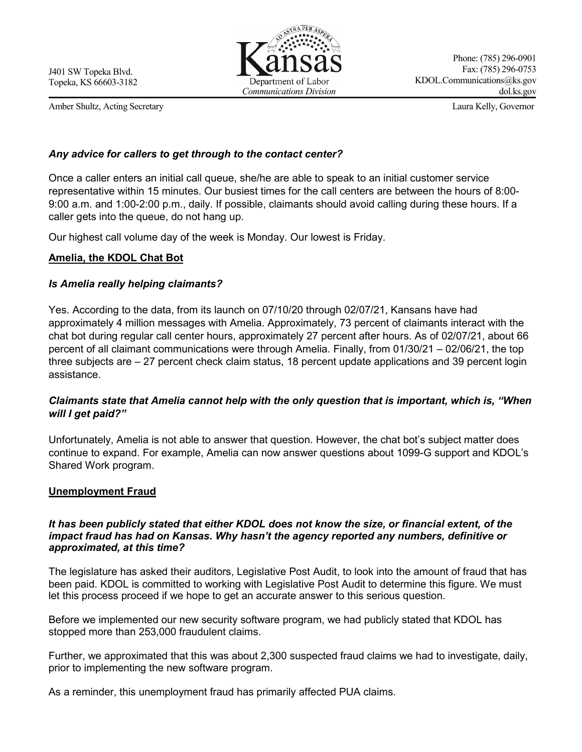J401 SW Topeka Blvd.
Topeka, KS 66603-3182

Kansas
Department of Labor
*Communications Division*

Phone: (785) 296-0901
Fax: (785) 296-0753
KDOL.Communications@ks.gov
dol.ks.gov

Amber Shultz, Acting Secretary

Laura Kelly, Governor

***Any advice for callers to get through to the contact center?***

Once a caller enters an initial call queue, she/he are able to speak to an initial customer service representative within 15 minutes. Our busiest times for the call centers are between the hours of 8:00-9:00 a.m. and 1:00-2:00 p.m., daily. If possible, claimants should avoid calling during these hours. If a caller gets into the queue, do not hang up.

Our highest call volume day of the week is Monday. Our lowest is Friday.

**Amelia, the KDOL Chat Bot**

***Is Amelia really helping claimants?***

Yes. According to the data, from its launch on 07/10/20 through 02/07/21, Kansans have had approximately 4 million messages with Amelia. Approximately, 73 percent of claimants interact with the chat bot during regular call center hours, approximately 27 percent after hours. As of 02/07/21, about 66 percent of all claimant communications were through Amelia. Finally, from 01/30/21 – 02/06/21, the top three subjects are – 27 percent check claim status, 18 percent update applications and 39 percent login assistance.

***Claimants state that Amelia cannot help with the only question that is important, which is, "When will I get paid?"***

Unfortunately, Amelia is not able to answer that question. However, the chat bot's subject matter does continue to expand. For example, Amelia can now answer questions about 1099-G support and KDOL's Shared Work program.

**Unemployment Fraud**

***It has been publicly stated that either KDOL does not know the size, or financial extent, of the impact fraud has had on Kansas. Why hasn't the agency reported any numbers, definitive or approximated, at this time?***

The legislature has asked their auditors, Legislative Post Audit, to look into the amount of fraud that has been paid. KDOL is committed to working with Legislative Post Audit to determine this figure. We must let this process proceed if we hope to get an accurate answer to this serious question.

Before we implemented our new security software program, we had publicly stated that KDOL has stopped more than 253,000 fraudulent claims.

Further, we approximated that this was about 2,300 suspected fraud claims we had to investigate, daily, prior to implementing the new software program.

As a reminder, this unemployment fraud has primarily affected PUA claims.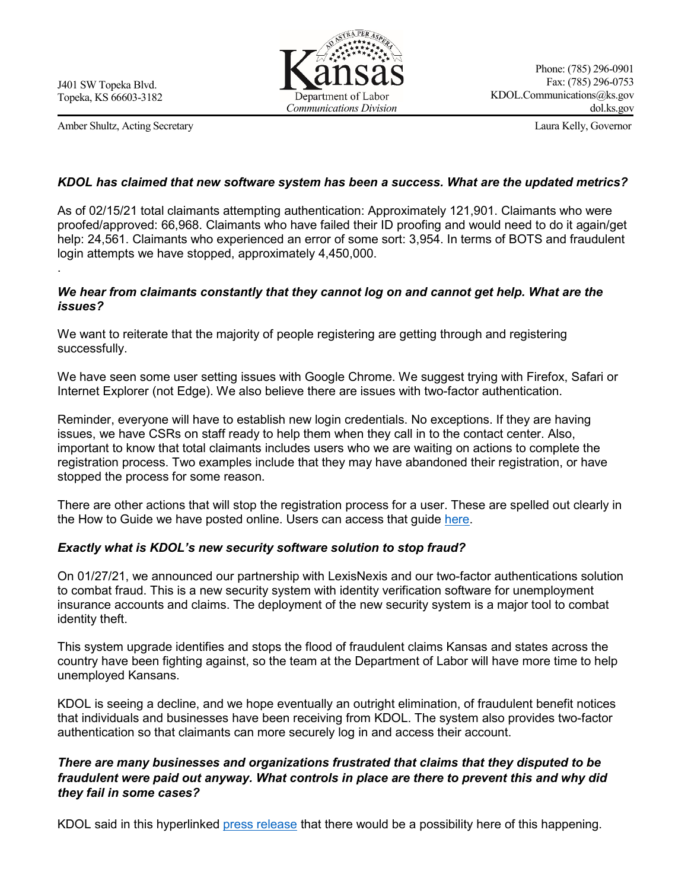J401 SW Topeka Blvd.
Topeka, KS 66603-3182

Kansas Department of Labor
*Communications Division*

Phone: (785) 296-0901
Fax: (785) 296-0753
KDOL.Communications@ks.gov
dol.ks.gov

Amber Shultz, Acting Secretary

Laura Kelly, Governor

***KDOL has claimed that new software system has been a success. What are the updated metrics?***

As of 02/15/21 total claimants attempting authentication: Approximately 121,901. Claimants who were proofed/approved: 66,968. Claimants who have failed their ID proofing and would need to do it again/get help: 24,561. Claimants who experienced an error of some sort: 3,954. In terms of BOTS and fraudulent login attempts we have stopped, approximately 4,450,000.

.

***We hear from claimants constantly that they cannot log on and cannot get help. What are the issues?***

We want to reiterate that the majority of people registering are getting through and registering successfully.

We have seen some user setting issues with Google Chrome. We suggest trying with Firefox, Safari or Internet Explorer (not Edge). We also believe there are issues with two-factor authentication.

Reminder, everyone will have to establish new login credentials. No exceptions. If they are having issues, we have CSRs on staff ready to help them when they call in to the contact center. Also, important to know that total claimants includes users who we are waiting on actions to complete the registration process. Two examples include that they may have abandoned their registration, or have stopped the process for some reason.

There are other actions that will stop the registration process for a user. These are spelled out clearly in the How to Guide we have posted online. Users can access that guide here.

***Exactly what is KDOL's new security software solution to stop fraud?***

On 01/27/21, we announced our partnership with LexisNexis and our two-factor authentications solution to combat fraud. This is a new security system with identity verification software for unemployment insurance accounts and claims. The deployment of the new security system is a major tool to combat identity theft.

This system upgrade identifies and stops the flood of fraudulent claims Kansas and states across the country have been fighting against, so the team at the Department of Labor will have more time to help unemployed Kansans.

KDOL is seeing a decline, and we hope eventually an outright elimination, of fraudulent benefit notices that individuals and businesses have been receiving from KDOL. The system also provides two-factor authentication so that claimants can more securely log in and access their account.

***There are many businesses and organizations frustrated that claims that they disputed to be fraudulent were paid out anyway. What controls in place are there to prevent this and why did they fail in some cases?***

KDOL said in this hyperlinked press release that there would be a possibility here of this happening.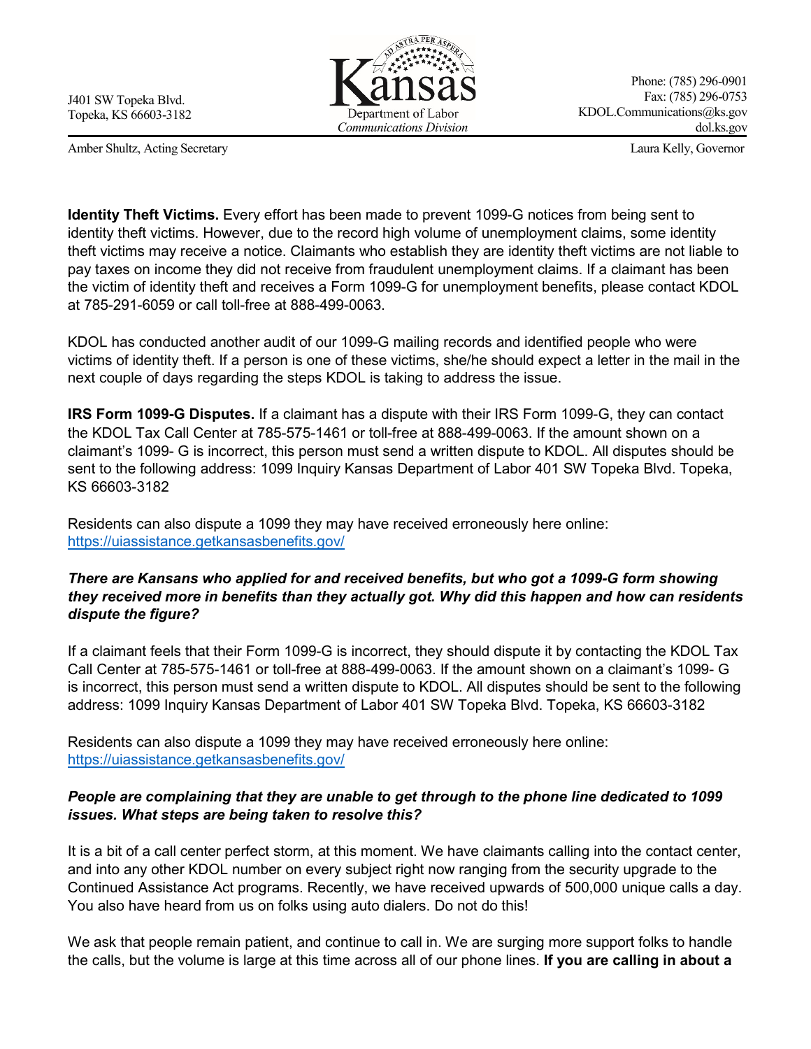**Identity Theft Victims.** Every effort has been made to prevent 1099-G notices from being sent to identity theft victims. However, due to the record high volume of unemployment claims, some identity theft victims may receive a notice. Claimants who establish they are identity theft victims are not liable to pay taxes on income they did not receive from fraudulent unemployment claims. If a claimant has been the victim of identity theft and receives a Form 1099-G for unemployment benefits, please contact KDOL at 785-291-6059 or call toll-free at 888-499-0063.

KDOL has conducted another audit of our 1099-G mailing records and identified people who were victims of identity theft. If a person is one of these victims, she/he should expect a letter in the mail in the next couple of days regarding the steps KDOL is taking to address the issue.

**IRS Form 1099-G Disputes.** If a claimant has a dispute with their IRS Form 1099-G, they can contact the KDOL Tax Call Center at 785-575-1461 or toll-free at 888-499-0063. If the amount shown on a claimant's 1099- G is incorrect, this person must send a written dispute to KDOL. All disputes should be sent to the following address: 1099 Inquiry Kansas Department of Labor 401 SW Topeka Blvd. Topeka, KS 66603-3182

Residents can also dispute a 1099 they may have received erroneously here online: https://uiassistance.getkansasbenefits.gov/

***There are Kansans who applied for and received benefits, but who got a 1099-G form showing they received more in benefits than they actually got. Why did this happen and how can residents dispute the figure?***

If a claimant feels that their Form 1099-G is incorrect, they should dispute it by contacting the KDOL Tax Call Center at 785-575-1461 or toll-free at 888-499-0063. If the amount shown on a claimant's 1099- G is incorrect, this person must send a written dispute to KDOL. All disputes should be sent to the following address: 1099 Inquiry Kansas Department of Labor 401 SW Topeka Blvd. Topeka, KS 66603-3182

Residents can also dispute a 1099 they may have received erroneously here online: https://uiassistance.getkansasbenefits.gov/

***People are complaining that they are unable to get through to the phone line dedicated to 1099 issues. What steps are being taken to resolve this?***

It is a bit of a call center perfect storm, at this moment. We have claimants calling into the contact center, and into any other KDOL number on every subject right now ranging from the security upgrade to the Continued Assistance Act programs. Recently, we have received upwards of 500,000 unique calls a day. You also have heard from us on folks using auto dialers. Do not do this!

We ask that people remain patient, and continue to call in. We are surging more support folks to handle the calls, but the volume is large at this time across all of our phone lines. **If you are calling in about a**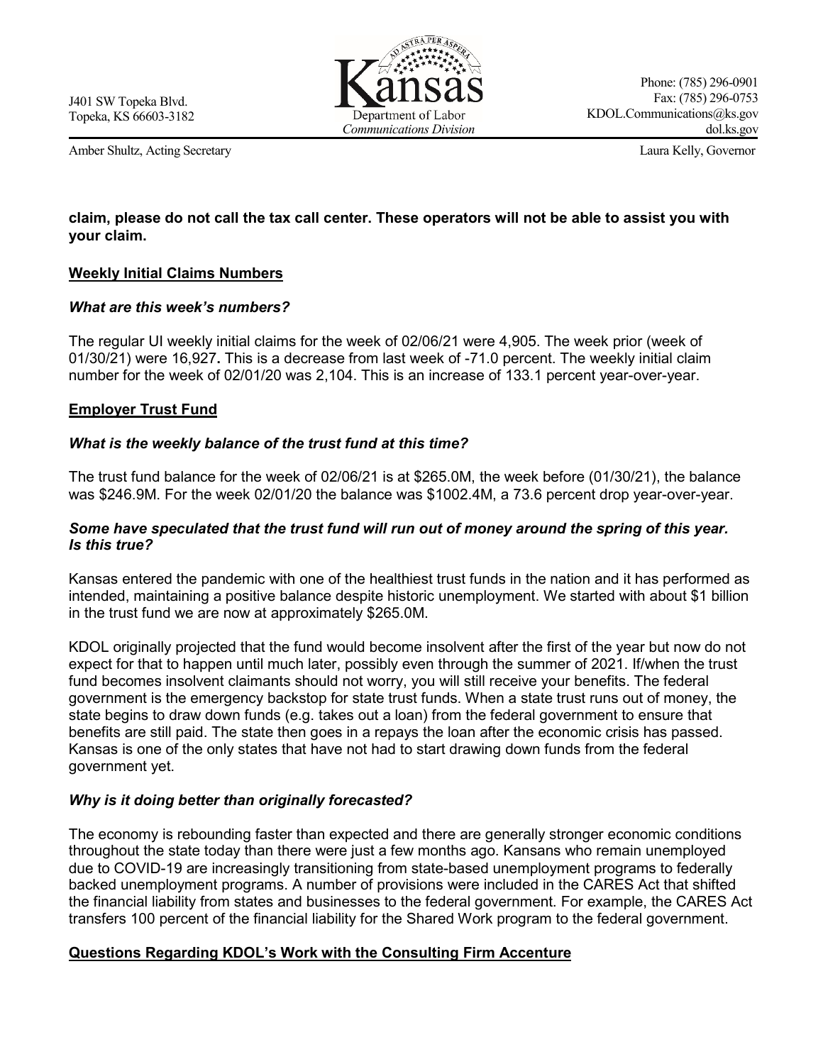**claim, please do not call the tax call center. These operators will not be able to assist you with your claim.**

**Weekly Initial Claims Numbers**

***What are this week's numbers?***

The regular UI weekly initial claims for the week of 02/06/21 were 4,905. The week prior (week of 01/30/21) were 16,927**.** This is a decrease from last week of -71.0 percent. The weekly initial claim number for the week of 02/01/20 was 2,104. This is an increase of 133.1 percent year-over-year.

**Employer Trust Fund**

***What is the weekly balance of the trust fund at this time?***

The trust fund balance for the week of 02/06/21 is at $265.0M, the week before (01/30/21), the balance was $246.9M. For the week 02/01/20 the balance was $1002.4M, a 73.6 percent drop year-over-year.

***Some have speculated that the trust fund will run out of money around the spring of this year. Is this true?***

Kansas entered the pandemic with one of the healthiest trust funds in the nation and it has performed as intended, maintaining a positive balance despite historic unemployment. We started with about $1 billion in the trust fund we are now at approximately $265.0M.

KDOL originally projected that the fund would become insolvent after the first of the year but now do not expect for that to happen until much later, possibly even through the summer of 2021. If/when the trust fund becomes insolvent claimants should not worry, you will still receive your benefits. The federal government is the emergency backstop for state trust funds. When a state trust runs out of money, the state begins to draw down funds (e.g. takes out a loan) from the federal government to ensure that benefits are still paid. The state then goes in a repays the loan after the economic crisis has passed. Kansas is one of the only states that have not had to start drawing down funds from the federal government yet.

***Why is it doing better than originally forecasted?***

The economy is rebounding faster than expected and there are generally stronger economic conditions throughout the state today than there were just a few months ago. Kansans who remain unemployed due to COVID-19 are increasingly transitioning from state-based unemployment programs to federally backed unemployment programs. A number of provisions were included in the CARES Act that shifted the financial liability from states and businesses to the federal government. For example, the CARES Act transfers 100 percent of the financial liability for the Shared Work program to the federal government.

**Questions Regarding KDOL's Work with the Consulting Firm Accenture**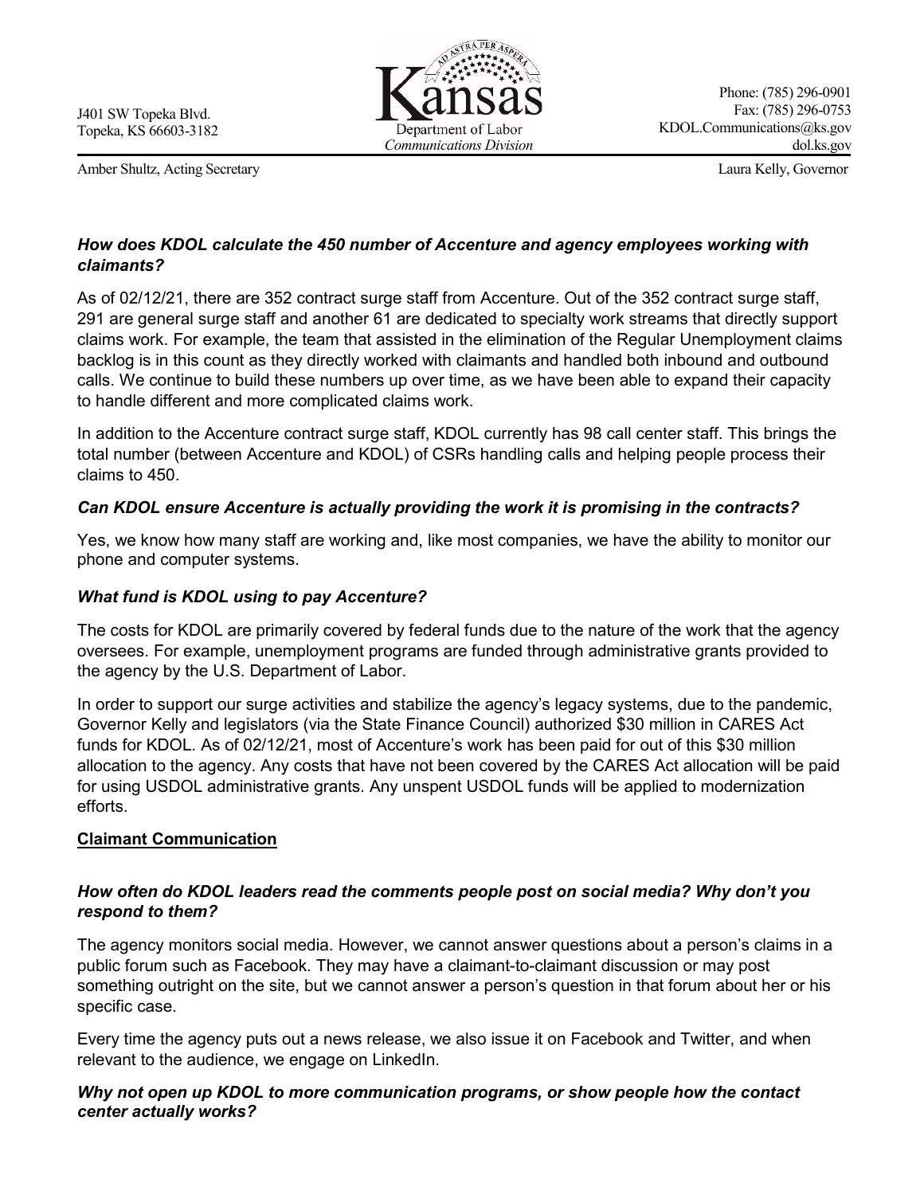J401 SW Topeka Blvd.
Topeka, KS 66603-3182

Kansas
Department of Labor
*Communications Division*

Phone: (785) 296-0901
Fax: (785) 296-0753
KDOL.Communications@ks.gov
dol.ks.gov

Amber Shultz, Acting Secretary

Laura Kelly, Governor

***How does KDOL calculate the 450 number of Accenture and agency employees working with claimants?***

As of 02/12/21, there are 352 contract surge staff from Accenture. Out of the 352 contract surge staff, 291 are general surge staff and another 61 are dedicated to specialty work streams that directly support claims work. For example, the team that assisted in the elimination of the Regular Unemployment claims backlog is in this count as they directly worked with claimants and handled both inbound and outbound calls. We continue to build these numbers up over time, as we have been able to expand their capacity to handle different and more complicated claims work.

In addition to the Accenture contract surge staff, KDOL currently has 98 call center staff. This brings the total number (between Accenture and KDOL) of CSRs handling calls and helping people process their claims to 450.

***Can KDOL ensure Accenture is actually providing the work it is promising in the contracts?***

Yes, we know how many staff are working and, like most companies, we have the ability to monitor our phone and computer systems.

***What fund is KDOL using to pay Accenture?***

The costs for KDOL are primarily covered by federal funds due to the nature of the work that the agency oversees. For example, unemployment programs are funded through administrative grants provided to the agency by the U.S. Department of Labor.

In order to support our surge activities and stabilize the agency's legacy systems, due to the pandemic, Governor Kelly and legislators (via the State Finance Council) authorized $30 million in CARES Act funds for KDOL. As of 02/12/21, most of Accenture's work has been paid for out of this $30 million allocation to the agency. Any costs that have not been covered by the CARES Act allocation will be paid for using USDOL administrative grants. Any unspent USDOL funds will be applied to modernization efforts.

**Claimant Communication**

***How often do KDOL leaders read the comments people post on social media? Why don't you respond to them?***

The agency monitors social media. However, we cannot answer questions about a person's claims in a public forum such as Facebook. They may have a claimant-to-claimant discussion or may post something outright on the site, but we cannot answer a person's question in that forum about her or his specific case.

Every time the agency puts out a news release, we also issue it on Facebook and Twitter, and when relevant to the audience, we engage on LinkedIn.

***Why not open up KDOL to more communication programs, or show people how the contact center actually works?***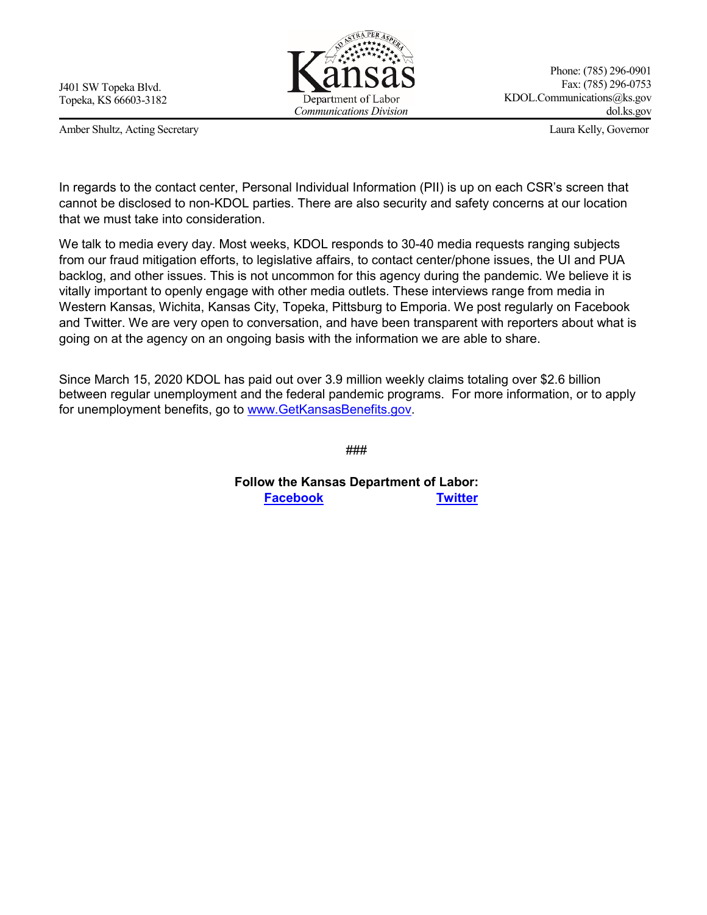J401 SW Topeka Blvd.
Topeka, KS 66603-3182

Kansas
Department of Labor
*Communications Division*

Phone: (785) 296-0901
Fax: (785) 296-0753
KDOL.Communications@ks.gov
dol.ks.gov

Amber Shultz, Acting Secretary

Laura Kelly, Governor

In regards to the contact center, Personal Individual Information (PII) is up on each CSR's screen that cannot be disclosed to non-KDOL parties. There are also security and safety concerns at our location that we must take into consideration.

We talk to media every day. Most weeks, KDOL responds to 30-40 media requests ranging subjects from our fraud mitigation efforts, to legislative affairs, to contact center/phone issues, the UI and PUA backlog, and other issues. This is not uncommon for this agency during the pandemic. We believe it is vitally important to openly engage with other media outlets. These interviews range from media in Western Kansas, Wichita, Kansas City, Topeka, Pittsburg to Emporia. We post regularly on Facebook and Twitter. We are very open to conversation, and have been transparent with reporters about what is going on at the agency on an ongoing basis with the information we are able to share.

Since March 15, 2020 KDOL has paid out over 3.9 million weekly claims totaling over $2.6 billion between regular unemployment and the federal pandemic programs. For more information, or to apply for unemployment benefits, go to www.GetKansasBenefits.gov.

###

**Follow the Kansas Department of Labor:**

**Facebook** **Twitter**